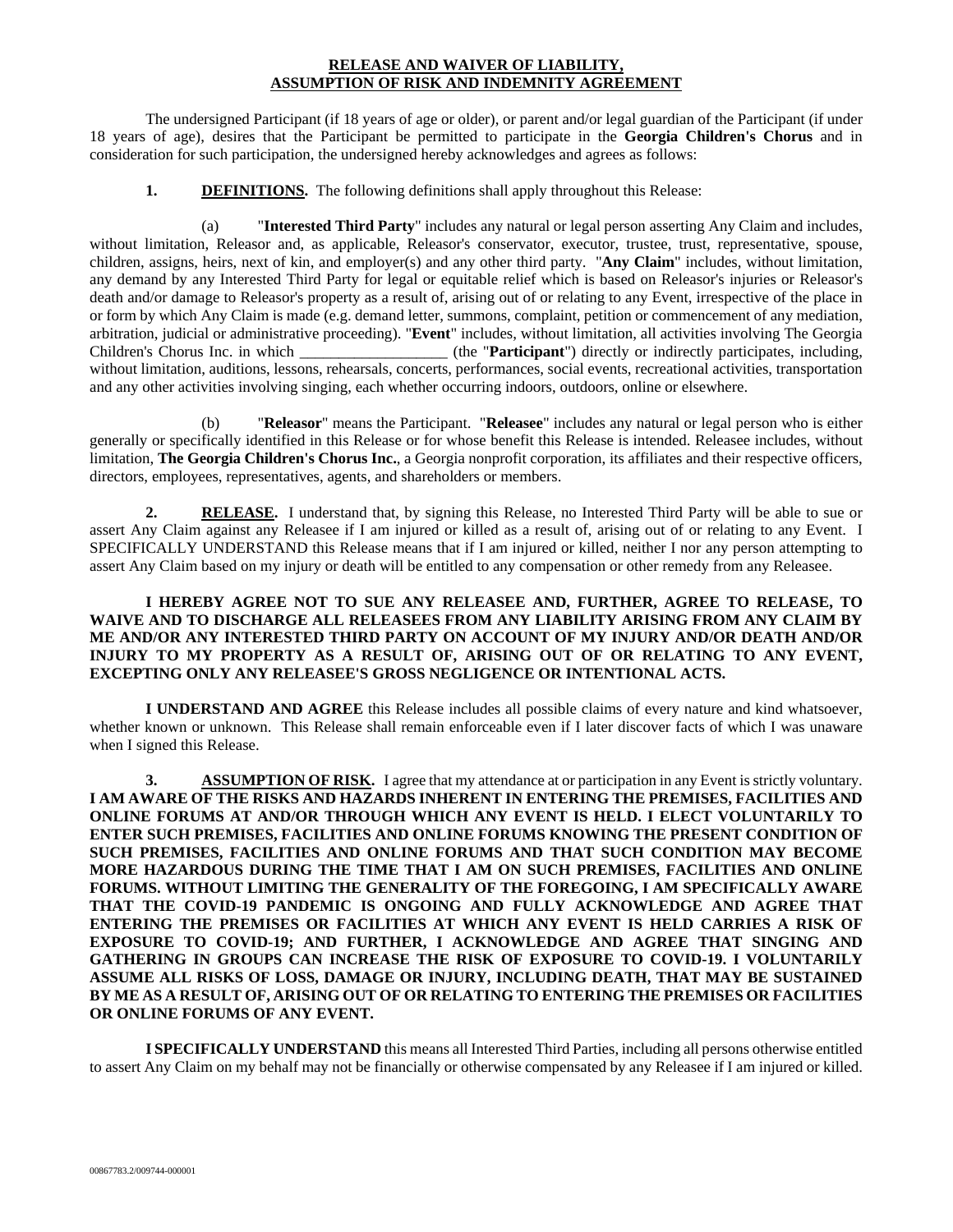**RELEASE AND WAIVER OF LIABILITY,**
**ASSUMPTION OF RISK AND INDEMNITY AGREEMENT**

The undersigned Participant (if 18 years of age or older), or parent and/or legal guardian of the Participant (if under 18 years of age), desires that the Participant be permitted to participate in the **Georgia Children's Chorus** and in consideration for such participation, the undersigned hereby acknowledges and agrees as follows:

**1. DEFINITIONS.** The following definitions shall apply throughout this Release:

(a) "**Interested Third Party**" includes any natural or legal person asserting Any Claim and includes, without limitation, Releasor and, as applicable, Releasor's conservator, executor, trustee, trust, representative, spouse, children, assigns, heirs, next of kin, and employer(s) and any other third party. "**Any Claim**" includes, without limitation, any demand by any Interested Third Party for legal or equitable relief which is based on Releasor's injuries or Releasor's death and/or damage to Releasor's property as a result of, arising out of or relating to any Event, irrespective of the place in or form by which Any Claim is made (e.g. demand letter, summons, complaint, petition or commencement of any mediation, arbitration, judicial or administrative proceeding). "**Event**" includes, without limitation, all activities involving The Georgia Children's Chorus Inc. in which ___________________ (the "**Participant**") directly or indirectly participates, including, without limitation, auditions, lessons, rehearsals, concerts, performances, social events, recreational activities, transportation and any other activities involving singing, each whether occurring indoors, outdoors, online or elsewhere.

(b) "**Releasor**" means the Participant. "**Releasee**" includes any natural or legal person who is either generally or specifically identified in this Release or for whose benefit this Release is intended. Releasee includes, without limitation, **The Georgia Children's Chorus Inc.**, a Georgia nonprofit corporation, its affiliates and their respective officers, directors, employees, representatives, agents, and shareholders or members.

**2. RELEASE.** I understand that, by signing this Release, no Interested Third Party will be able to sue or assert Any Claim against any Releasee if I am injured or killed as a result of, arising out of or relating to any Event. I SPECIFICALLY UNDERSTAND this Release means that if I am injured or killed, neither I nor any person attempting to assert Any Claim based on my injury or death will be entitled to any compensation or other remedy from any Releasee.

**I HEREBY AGREE NOT TO SUE ANY RELEASEE AND, FURTHER, AGREE TO RELEASE, TO WAIVE AND TO DISCHARGE ALL RELEASEES FROM ANY LIABILITY ARISING FROM ANY CLAIM BY ME AND/OR ANY INTERESTED THIRD PARTY ON ACCOUNT OF MY INJURY AND/OR DEATH AND/OR INJURY TO MY PROPERTY AS A RESULT OF, ARISING OUT OF OR RELATING TO ANY EVENT, EXCEPTING ONLY ANY RELEASEE'S GROSS NEGLIGENCE OR INTENTIONAL ACTS.**

**I UNDERSTAND AND AGREE** this Release includes all possible claims of every nature and kind whatsoever, whether known or unknown. This Release shall remain enforceable even if I later discover facts of which I was unaware when I signed this Release.

**3. ASSUMPTION OF RISK.** I agree that my attendance at or participation in any Event is strictly voluntary. **I AM AWARE OF THE RISKS AND HAZARDS INHERENT IN ENTERING THE PREMISES, FACILITIES AND ONLINE FORUMS AT AND/OR THROUGH WHICH ANY EVENT IS HELD. I ELECT VOLUNTARILY TO ENTER SUCH PREMISES, FACILITIES AND ONLINE FORUMS KNOWING THE PRESENT CONDITION OF SUCH PREMISES, FACILITIES AND ONLINE FORUMS AND THAT SUCH CONDITION MAY BECOME MORE HAZARDOUS DURING THE TIME THAT I AM ON SUCH PREMISES, FACILITIES AND ONLINE FORUMS. WITHOUT LIMITING THE GENERALITY OF THE FOREGOING, I AM SPECIFICALLY AWARE THAT THE COVID-19 PANDEMIC IS ONGOING AND FULLY ACKNOWLEDGE AND AGREE THAT ENTERING THE PREMISES OR FACILITIES AT WHICH ANY EVENT IS HELD CARRIES A RISK OF EXPOSURE TO COVID-19; AND FURTHER, I ACKNOWLEDGE AND AGREE THAT SINGING AND GATHERING IN GROUPS CAN INCREASE THE RISK OF EXPOSURE TO COVID-19. I VOLUNTARILY ASSUME ALL RISKS OF LOSS, DAMAGE OR INJURY, INCLUDING DEATH, THAT MAY BE SUSTAINED BY ME AS A RESULT OF, ARISING OUT OF OR RELATING TO ENTERING THE PREMISES OR FACILITIES OR ONLINE FORUMS OF ANY EVENT.**

**I SPECIFICALLY UNDERSTAND** this means all Interested Third Parties, including all persons otherwise entitled to assert Any Claim on my behalf may not be financially or otherwise compensated by any Releasee if I am injured or killed.

00867783.2/009744-000001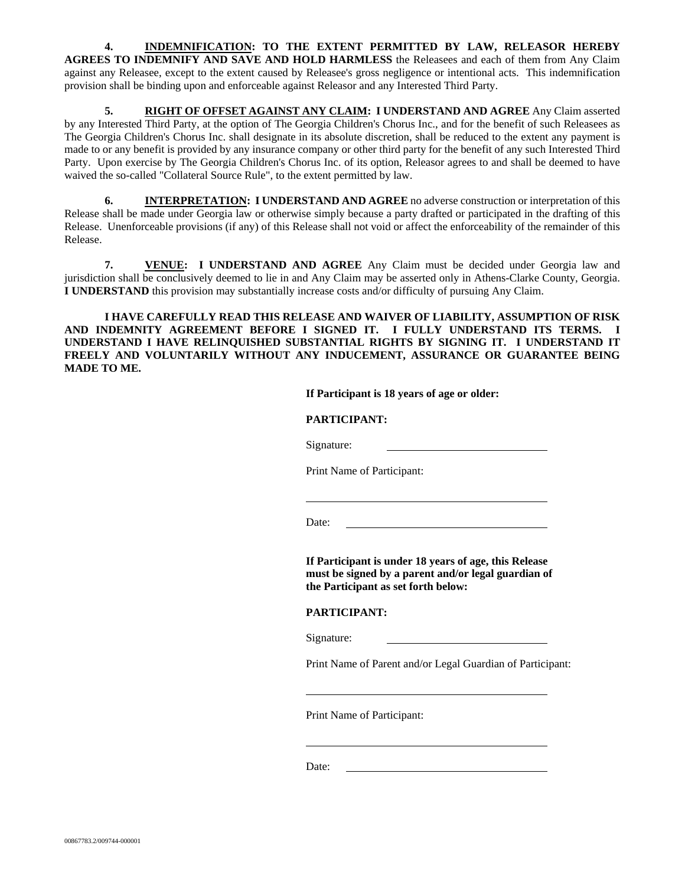**4. <u>INDEMNIFICATION</u>: TO THE EXTENT PERMITTED BY LAW, RELEASOR HEREBY AGREES TO INDEMNIFY AND SAVE AND HOLD HARMLESS** the Releasees and each of them from Any Claim against any Releasee, except to the extent caused by Releasee's gross negligence or intentional acts. This indemnification provision shall be binding upon and enforceable against Releasor and any Interested Third Party.

**5. <u>RIGHT OF OFFSET AGAINST ANY CLAIM</u>: I UNDERSTAND AND AGREE** Any Claim asserted by any Interested Third Party, at the option of The Georgia Children's Chorus Inc., and for the benefit of such Releasees as The Georgia Children's Chorus Inc. shall designate in its absolute discretion, shall be reduced to the extent any payment is made to or any benefit is provided by any insurance company or other third party for the benefit of any such Interested Third Party. Upon exercise by The Georgia Children's Chorus Inc. of its option, Releasor agrees to and shall be deemed to have waived the so-called "Collateral Source Rule", to the extent permitted by law.

**6. <u>INTERPRETATION</u>: I UNDERSTAND AND AGREE** no adverse construction or interpretation of this Release shall be made under Georgia law or otherwise simply because a party drafted or participated in the drafting of this Release. Unenforceable provisions (if any) of this Release shall not void or affect the enforceability of the remainder of this Release.

**7. <u>VENUE</u>: I UNDERSTAND AND AGREE** Any Claim must be decided under Georgia law and jurisdiction shall be conclusively deemed to lie in and Any Claim may be asserted only in Athens-Clarke County, Georgia. **I UNDERSTAND** this provision may substantially increase costs and/or difficulty of pursuing Any Claim.

**I HAVE CAREFULLY READ THIS RELEASE AND WAIVER OF LIABILITY, ASSUMPTION OF RISK AND INDEMNITY AGREEMENT BEFORE I SIGNED IT. I FULLY UNDERSTAND ITS TERMS. I UNDERSTAND I HAVE RELINQUISHED SUBSTANTIAL RIGHTS BY SIGNING IT. I UNDERSTAND IT FREELY AND VOLUNTARILY WITHOUT ANY INDUCEMENT, ASSURANCE OR GUARANTEE BEING MADE TO ME.**

**If Participant is 18 years of age or older:**

**PARTICIPANT:**

Signature: ______________________________

Print Name of Participant:

______________________________

Date: ______________________________

**If Participant is under 18 years of age, this Release must be signed by a parent and/or legal guardian of the Participant as set forth below:**

**PARTICIPANT:**

Signature: ______________________________

Print Name of Parent and/or Legal Guardian of Participant:

______________________________

Print Name of Participant:

______________________________

Date: ______________________________

00867783.2/009744-000001